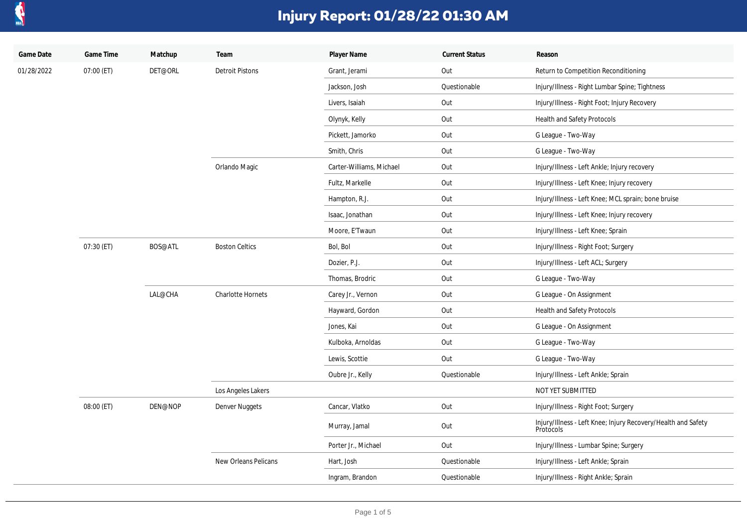# Injury Report: 01/28/22 01:30 AM

| Game Date | Game Time | Matchup | Team | Player Name | Current Status | Reason |
|---|---|---|---|---|---|---|
| 01/28/2022 | 07:00 (ET) | DET@ORL | Detroit Pistons | Grant, Jerami | Out | Return to Competition Reconditioning |
| | | | | Jackson, Josh | Questionable | Injury/Illness - Right Lumbar Spine; Tightness |
| | | | | Livers, Isaiah | Out | Injury/Illness - Right Foot; Injury Recovery |
| | | | | Olynyk, Kelly | Out | Health and Safety Protocols |
| | | | | Pickett, Jamorko | Out | G League - Two-Way |
| | | | | Smith, Chris | Out | G League - Two-Way |
| | | | Orlando Magic | Carter-Williams, Michael | Out | Injury/Illness - Left Ankle; Injury recovery |
| | | | | Fultz, Markelle | Out | Injury/Illness - Left Knee; Injury recovery |
| | | | | Hampton, R.J. | Out | Injury/Illness - Left Knee; MCL sprain; bone bruise |
| | | | | Isaac, Jonathan | Out | Injury/Illness - Left Knee; Injury recovery |
| | | | | Moore, E'Twaun | Out | Injury/Illness - Left Knee; Sprain |
| | 07:30 (ET) | BOS@ATL | Boston Celtics | Bol, Bol | Out | Injury/Illness - Right Foot; Surgery |
| | | | | Dozier, P.J. | Out | Injury/Illness - Left ACL; Surgery |
| | | | | Thomas, Brodric | Out | G League - Two-Way |
| | | LAL@CHA | Charlotte Hornets | Carey Jr., Vernon | Out | G League - On Assignment |
| | | | | Hayward, Gordon | Out | Health and Safety Protocols |
| | | | | Jones, Kai | Out | G League - On Assignment |
| | | | | Kulboka, Arnoldas | Out | G League - Two-Way |
| | | | | Lewis, Scottie | Out | G League - Two-Way |
| | | | | Oubre Jr., Kelly | Questionable | Injury/Illness - Left Ankle; Sprain |
| | | | Los Angeles Lakers | | | NOT YET SUBMITTED |
| | 08:00 (ET) | DEN@NOP | Denver Nuggets | Cancar, Vlatko | Out | Injury/Illness - Right Foot; Surgery |
| | | | | Murray, Jamal | Out | Injury/Illness - Left Knee; Injury Recovery/Health and Safety Protocols |
| | | | | Porter Jr., Michael | Out | Injury/Illness - Lumbar Spine; Surgery |
| | | | New Orleans Pelicans | Hart, Josh | Questionable | Injury/Illness - Left Ankle; Sprain |
| | | | | Ingram, Brandon | Questionable | Injury/Illness - Right Ankle; Sprain |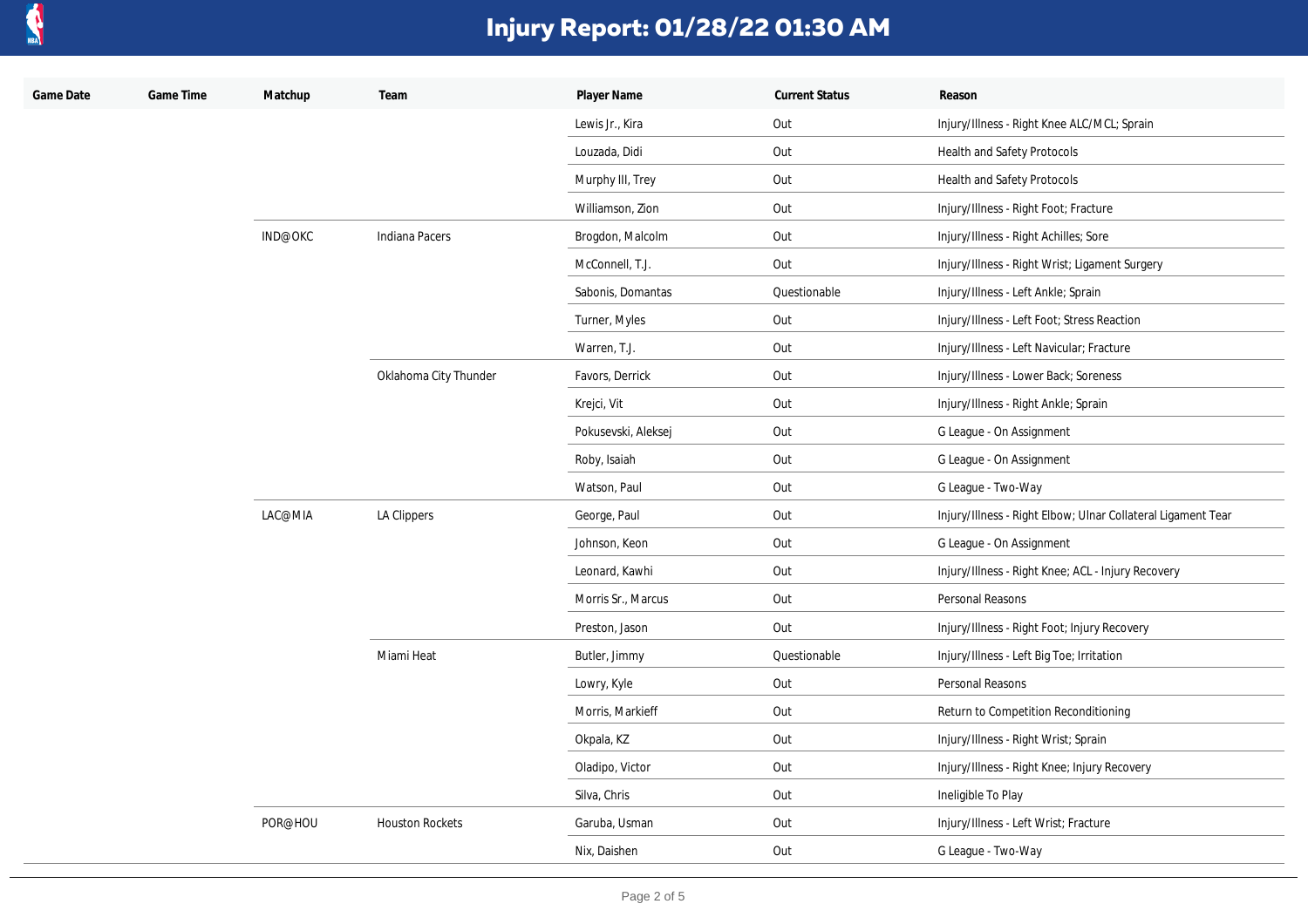# Injury Report: 01/28/22 01:30 AM

| Game Date | Game Time | Matchup | Team | Player Name | Current Status | Reason |
|---|---|---|---|---|---|---|
| | | | | Lewis Jr., Kira | Out | Injury/Illness - Right Knee ALC/MCL; Sprain |
| | | | | Louzada, Didi | Out | Health and Safety Protocols |
| | | | | Murphy III, Trey | Out | Health and Safety Protocols |
| | | | | Williamson, Zion | Out | Injury/Illness - Right Foot; Fracture |
| | | IND@OKC | Indiana Pacers | Brogdon, Malcolm | Out | Injury/Illness - Right Achilles; Sore |
| | | | | McConnell, T.J. | Out | Injury/Illness - Right Wrist; Ligament Surgery |
| | | | | Sabonis, Domantas | Questionable | Injury/Illness - Left Ankle; Sprain |
| | | | | Turner, Myles | Out | Injury/Illness - Left Foot; Stress Reaction |
| | | | | Warren, T.J. | Out | Injury/Illness - Left Navicular; Fracture |
| | | | Oklahoma City Thunder | Favors, Derrick | Out | Injury/Illness - Lower Back; Soreness |
| | | | | Krejci, Vit | Out | Injury/Illness - Right Ankle; Sprain |
| | | | | Pokusevski, Aleksej | Out | G League - On Assignment |
| | | | | Roby, Isaiah | Out | G League - On Assignment |
| | | | | Watson, Paul | Out | G League - Two-Way |
| | | LAC@MIA | LA Clippers | George, Paul | Out | Injury/Illness - Right Elbow; Ulnar Collateral Ligament Tear |
| | | | | Johnson, Keon | Out | G League - On Assignment |
| | | | | Leonard, Kawhi | Out | Injury/Illness - Right Knee; ACL - Injury Recovery |
| | | | | Morris Sr., Marcus | Out | Personal Reasons |
| | | | | Preston, Jason | Out | Injury/Illness - Right Foot; Injury Recovery |
| | | | Miami Heat | Butler, Jimmy | Questionable | Injury/Illness - Left Big Toe; Irritation |
| | | | | Lowry, Kyle | Out | Personal Reasons |
| | | | | Morris, Markieff | Out | Return to Competition Reconditioning |
| | | | | Okpala, KZ | Out | Injury/Illness - Right Wrist; Sprain |
| | | | | Oladipo, Victor | Out | Injury/Illness - Right Knee; Injury Recovery |
| | | | | Silva, Chris | Out | Ineligible To Play |
| | | POR@HOU | Houston Rockets | Garuba, Usman | Out | Injury/Illness - Left Wrist; Fracture |
| | | | | Nix, Daishen | Out | G League - Two-Way |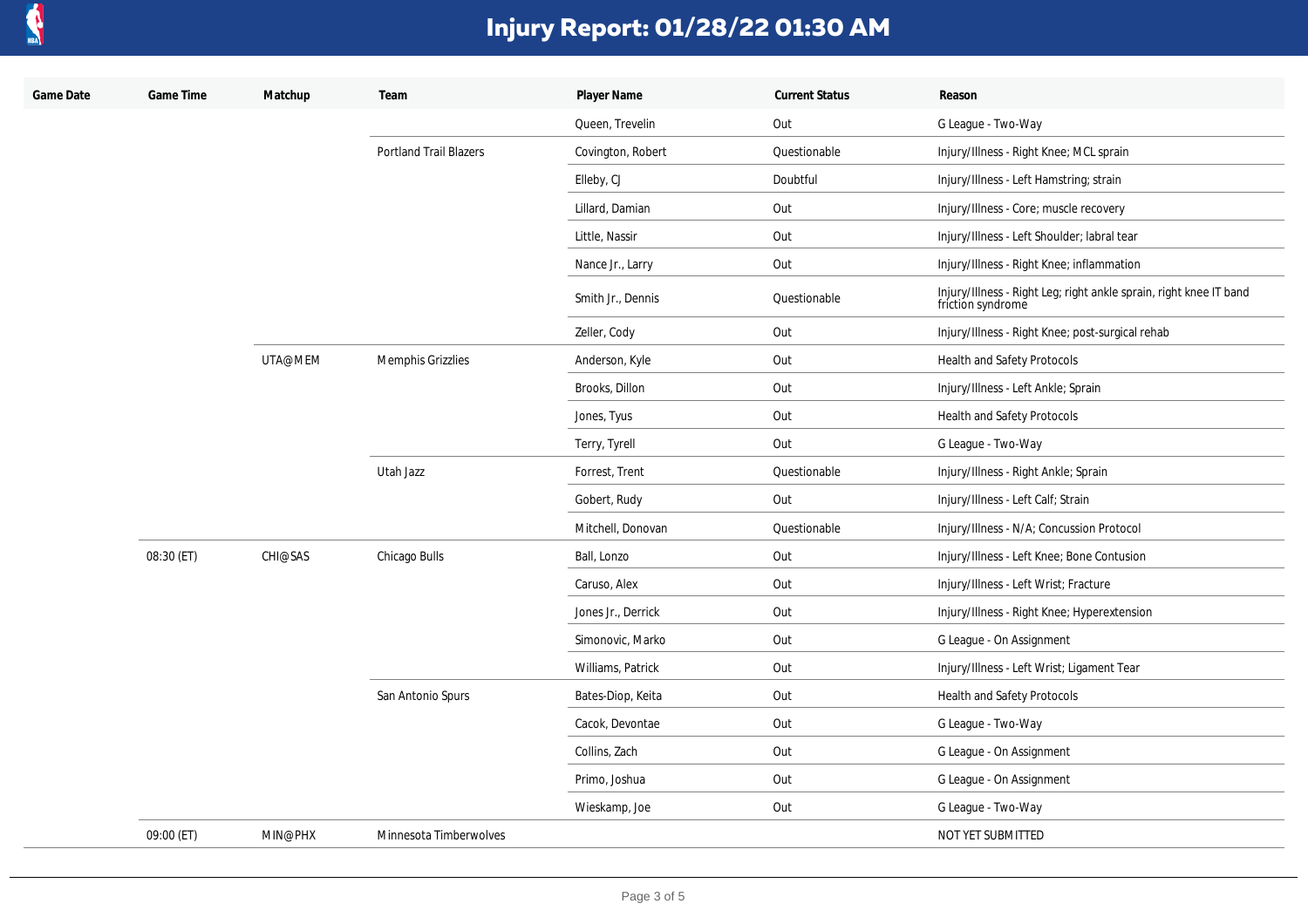# Injury Report: 01/28/22 01:30 AM

| Game Date | Game Time | Matchup | Team | Player Name | Current Status | Reason |
|---|---|---|---|---|---|---|
| | | | | Queen, Trevelin | Out | G League - Two-Way |
| | | | Portland Trail Blazers | Covington, Robert | Questionable | Injury/Illness - Right Knee; MCL sprain |
| | | | | Elleby, CJ | Doubtful | Injury/Illness - Left Hamstring; strain |
| | | | | Lillard, Damian | Out | Injury/Illness - Core; muscle recovery |
| | | | | Little, Nassir | Out | Injury/Illness - Left Shoulder; labral tear |
| | | | | Nance Jr., Larry | Out | Injury/Illness - Right Knee; inflammation |
| | | | | Smith Jr., Dennis | Questionable | Injury/Illness - Right Leg; right ankle sprain, right knee IT band friction syndrome |
| | | | | Zeller, Cody | Out | Injury/Illness - Right Knee; post-surgical rehab |
| | | UTA@MEM | Memphis Grizzlies | Anderson, Kyle | Out | Health and Safety Protocols |
| | | | | Brooks, Dillon | Out | Injury/Illness - Left Ankle; Sprain |
| | | | | Jones, Tyus | Out | Health and Safety Protocols |
| | | | | Terry, Tyrell | Out | G League - Two-Way |
| | | | Utah Jazz | Forrest, Trent | Questionable | Injury/Illness - Right Ankle; Sprain |
| | | | | Gobert, Rudy | Out | Injury/Illness - Left Calf; Strain |
| | | | | Mitchell, Donovan | Questionable | Injury/Illness - N/A; Concussion Protocol |
| | 08:30 (ET) | CHI@SAS | Chicago Bulls | Ball, Lonzo | Out | Injury/Illness - Left Knee; Bone Contusion |
| | | | | Caruso, Alex | Out | Injury/Illness - Left Wrist; Fracture |
| | | | | Jones Jr., Derrick | Out | Injury/Illness - Right Knee; Hyperextension |
| | | | | Simonovic, Marko | Out | G League - On Assignment |
| | | | | Williams, Patrick | Out | Injury/Illness - Left Wrist; Ligament Tear |
| | | | San Antonio Spurs | Bates-Diop, Keita | Out | Health and Safety Protocols |
| | | | | Cacok, Devontae | Out | G League - Two-Way |
| | | | | Collins, Zach | Out | G League - On Assignment |
| | | | | Primo, Joshua | Out | G League - On Assignment |
| | | | | Wieskamp, Joe | Out | G League - Two-Way |
| | 09:00 (ET) | MIN@PHX | Minnesota Timberwolves | | | NOT YET SUBMITTED |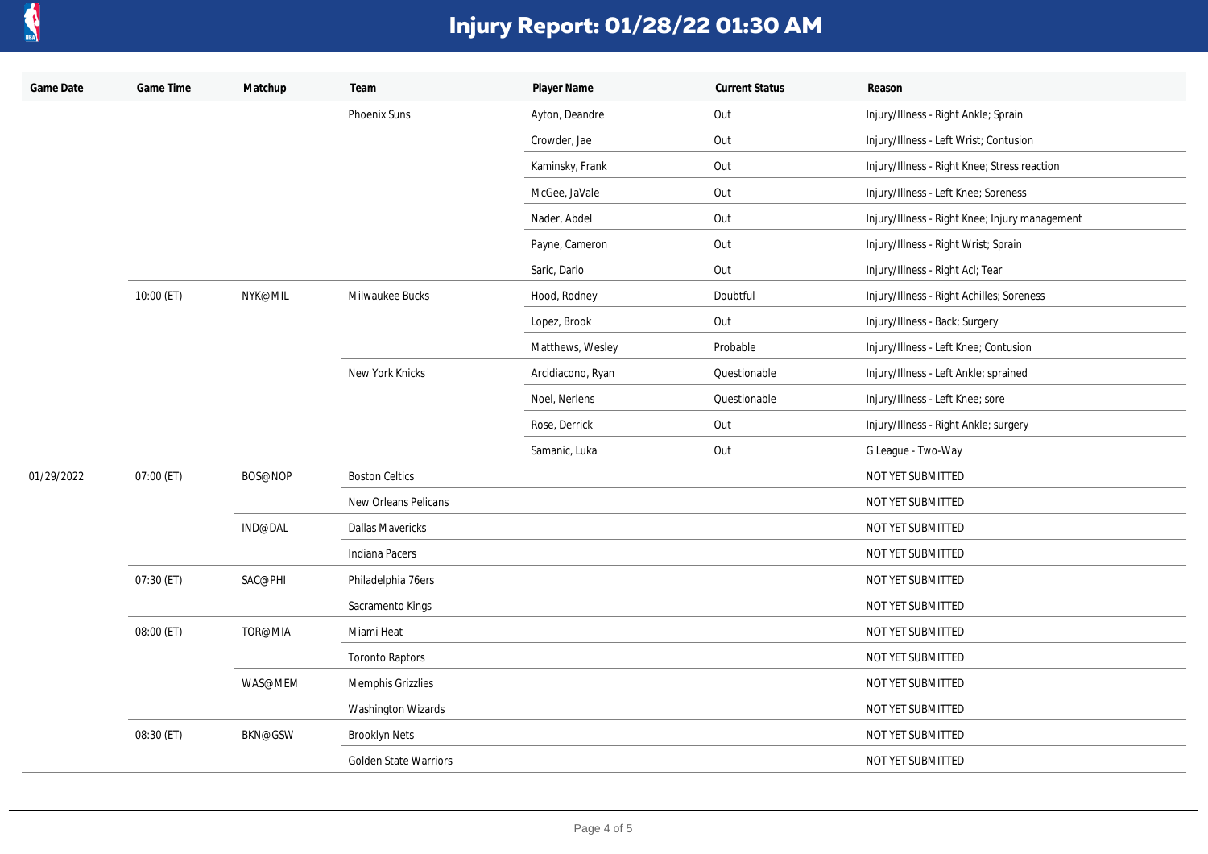# Injury Report: 01/28/22 01:30 AM

| Game Date | Game Time | Matchup | Team | Player Name | Current Status | Reason |
|---|---|---|---|---|---|---|
| | | | Phoenix Suns | Ayton, Deandre | Out | Injury/Illness - Right Ankle; Sprain |
| | | | | Crowder, Jae | Out | Injury/Illness - Left Wrist; Contusion |
| | | | | Kaminsky, Frank | Out | Injury/Illness - Right Knee; Stress reaction |
| | | | | McGee, JaVale | Out | Injury/Illness - Left Knee; Soreness |
| | | | | Nader, Abdel | Out | Injury/Illness - Right Knee; Injury management |
| | | | | Payne, Cameron | Out | Injury/Illness - Right Wrist; Sprain |
| | | | | Saric, Dario | Out | Injury/Illness - Right Acl; Tear |
| | 10:00 (ET) | NYK@MIL | Milwaukee Bucks | Hood, Rodney | Doubtful | Injury/Illness - Right Achilles; Soreness |
| | | | | Lopez, Brook | Out | Injury/Illness - Back; Surgery |
| | | | | Matthews, Wesley | Probable | Injury/Illness - Left Knee; Contusion |
| | | | New York Knicks | Arcidiacono, Ryan | Questionable | Injury/Illness - Left Ankle; sprained |
| | | | | Noel, Nerlens | Questionable | Injury/Illness - Left Knee; sore |
| | | | | Rose, Derrick | Out | Injury/Illness - Right Ankle; surgery |
| | | | | Samanic, Luka | Out | G League - Two-Way |
| 01/29/2022 | 07:00 (ET) | BOS@NOP | Boston Celtics | | | NOT YET SUBMITTED |
| | | | New Orleans Pelicans | | | NOT YET SUBMITTED |
| | | IND@DAL | Dallas Mavericks | | | NOT YET SUBMITTED |
| | | | Indiana Pacers | | | NOT YET SUBMITTED |
| | 07:30 (ET) | SAC@PHI | Philadelphia 76ers | | | NOT YET SUBMITTED |
| | | | Sacramento Kings | | | NOT YET SUBMITTED |
| | 08:00 (ET) | TOR@MIA | Miami Heat | | | NOT YET SUBMITTED |
| | | | Toronto Raptors | | | NOT YET SUBMITTED |
| | | WAS@MEM | Memphis Grizzlies | | | NOT YET SUBMITTED |
| | | | Washington Wizards | | | NOT YET SUBMITTED |
| | 08:30 (ET) | BKN@GSW | Brooklyn Nets | | | NOT YET SUBMITTED |
| | | | Golden State Warriors | | | NOT YET SUBMITTED |